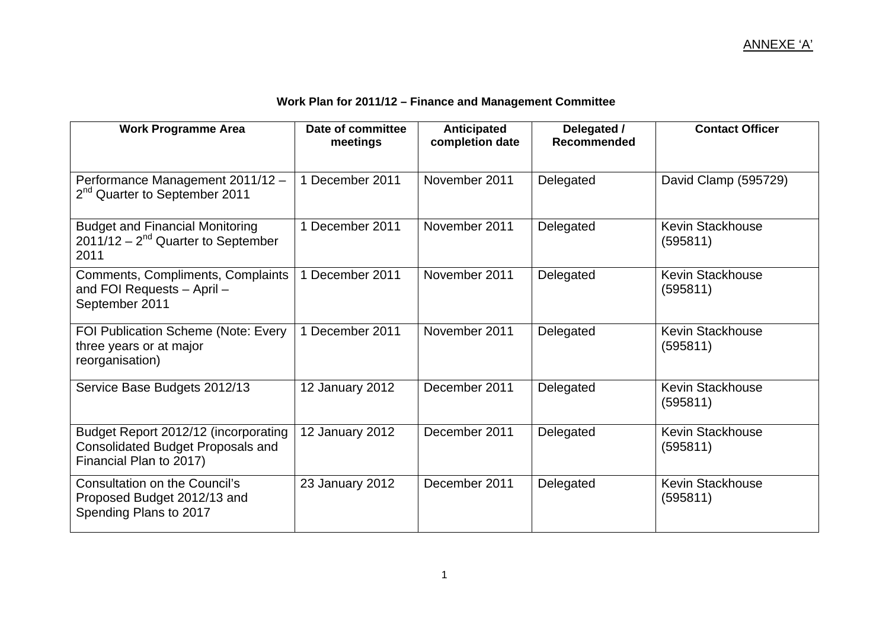ANNEXE 'A'

**Work Plan for 2011/12 – Finance and Management Committee**

| Work Programme Area | Date of committee meetings | Anticipated completion date | Delegated / Recommended | Contact Officer |
|---|---|---|---|---|
| Performance Management 2011/12 – 2nd Quarter to September 2011 | 1 December 2011 | November 2011 | Delegated | David Clamp (595729) |
| Budget and Financial Monitoring 2011/12 – 2nd Quarter to September 2011 | 1 December 2011 | November 2011 | Delegated | Kevin Stackhouse (595811) |
| Comments, Compliments, Complaints and FOI Requests – April – September 2011 | 1 December 2011 | November 2011 | Delegated | Kevin Stackhouse (595811) |
| FOI Publication Scheme (Note: Every three years or at major reorganisation) | 1 December 2011 | November 2011 | Delegated | Kevin Stackhouse (595811) |
| Service Base Budgets 2012/13 | 12 January 2012 | December 2011 | Delegated | Kevin Stackhouse (595811) |
| Budget Report 2012/12 (incorporating Consolidated Budget Proposals and Financial Plan to 2017) | 12 January 2012 | December 2011 | Delegated | Kevin Stackhouse (595811) |
| Consultation on the Council's Proposed Budget 2012/13 and Spending Plans to 2017 | 23 January 2012 | December 2011 | Delegated | Kevin Stackhouse (595811) |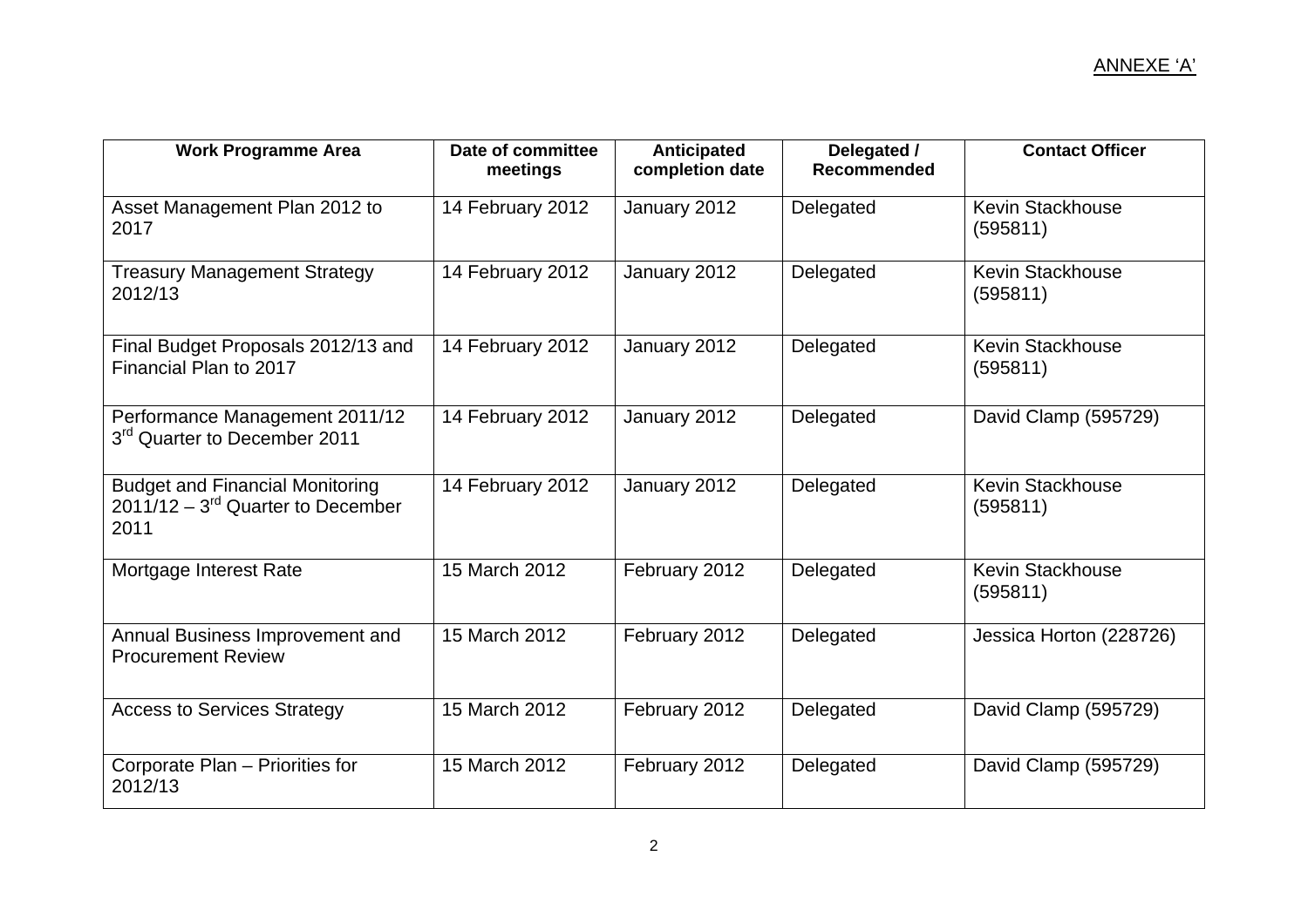ANNEXE 'A'

| Work Programme Area | Date of committee meetings | Anticipated completion date | Delegated / Recommended | Contact Officer |
|---|---|---|---|---|
| Asset Management Plan 2012 to 2017 | 14 February 2012 | January 2012 | Delegated | Kevin Stackhouse (595811) |
| Treasury Management Strategy 2012/13 | 14 February 2012 | January 2012 | Delegated | Kevin Stackhouse (595811) |
| Final Budget Proposals 2012/13 and Financial Plan to 2017 | 14 February 2012 | January 2012 | Delegated | Kevin Stackhouse (595811) |
| Performance Management 2011/12 3rd Quarter to December 2011 | 14 February 2012 | January 2012 | Delegated | David Clamp (595729) |
| Budget and Financial Monitoring 2011/12 – 3rd Quarter to December 2011 | 14 February 2012 | January 2012 | Delegated | Kevin Stackhouse (595811) |
| Mortgage Interest Rate | 15 March 2012 | February 2012 | Delegated | Kevin Stackhouse (595811) |
| Annual Business Improvement and Procurement Review | 15 March 2012 | February 2012 | Delegated | Jessica Horton (228726) |
| Access to Services Strategy | 15 March 2012 | February 2012 | Delegated | David Clamp (595729) |
| Corporate Plan – Priorities for 2012/13 | 15 March 2012 | February 2012 | Delegated | David Clamp (595729) |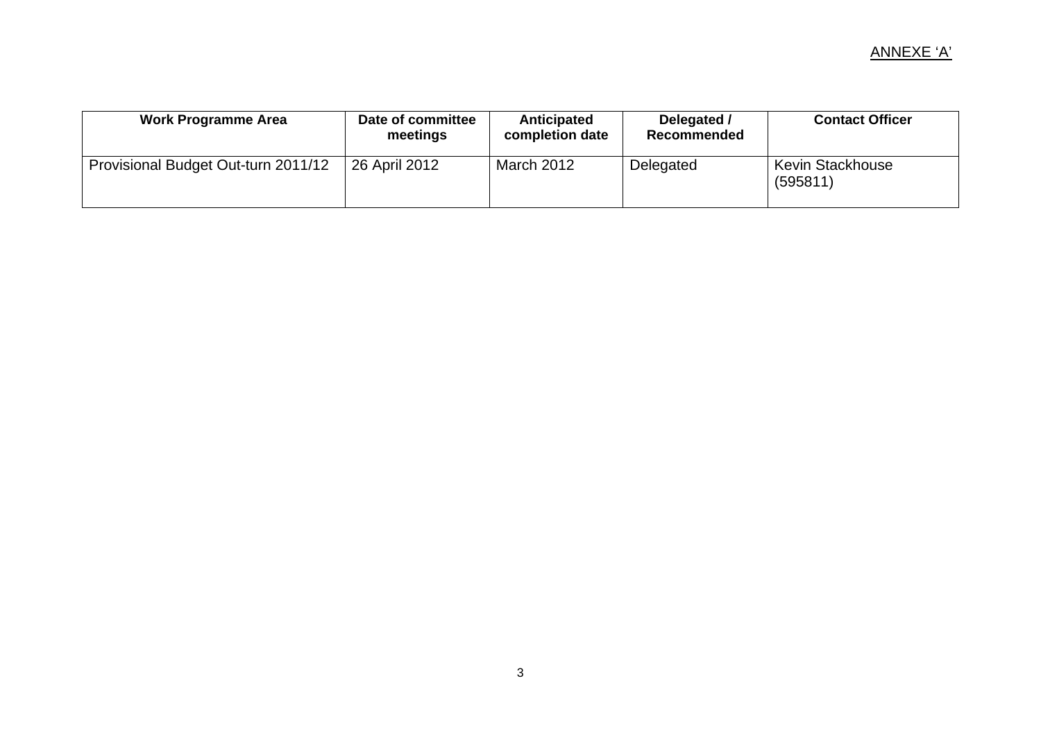ANNEXE 'A'

| Work Programme Area | Date of committee meetings | Anticipated completion date | Delegated / Recommended | Contact Officer |
|---|---|---|---|---|
| Provisional Budget Out-turn 2011/12 | 26 April 2012 | March 2012 | Delegated | Kevin Stackhouse (595811) |